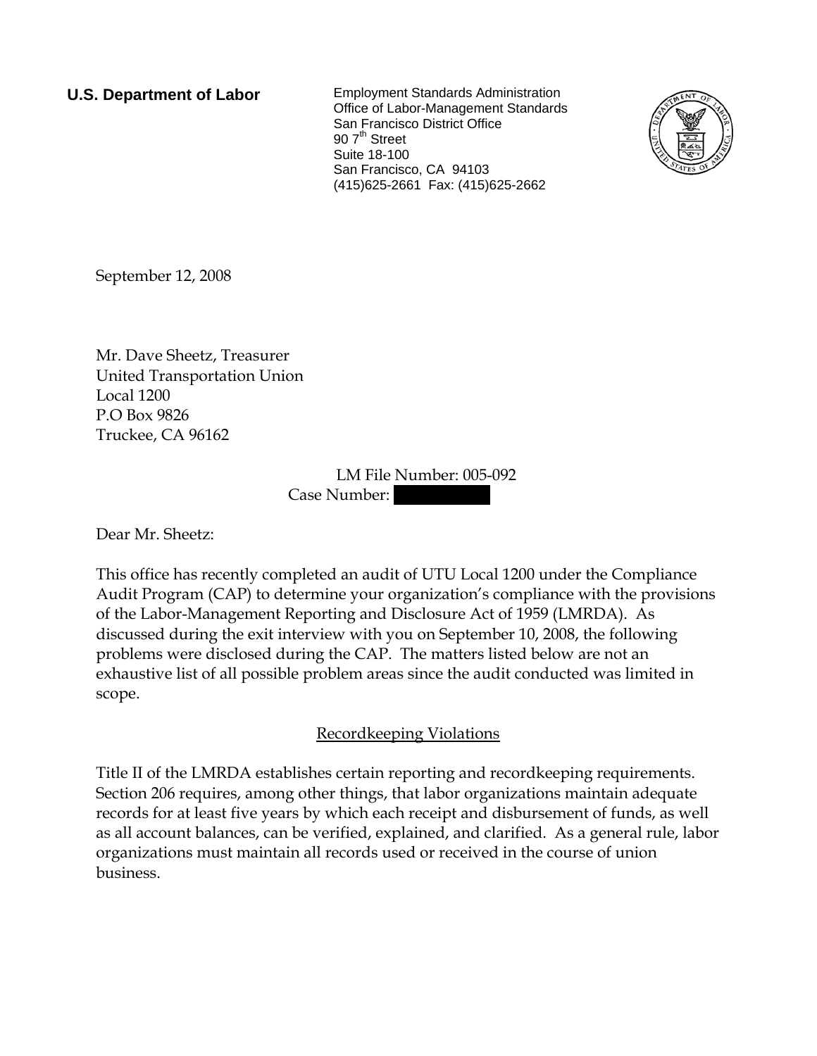**U.S. Department of Labor**

Employment Standards Administration
Office of Labor-Management Standards
San Francisco District Office
90 7th Street
Suite 18-100
San Francisco, CA 94103
(415)625-2661 Fax: (415)625-2662

September 12, 2008

Mr. Dave Sheetz, Treasurer
United Transportation Union
Local 1200
P.O Box 9826
Truckee, CA 96162

LM File Number: 005-092
Case Number:

Dear Mr. Sheetz:

This office has recently completed an audit of UTU Local 1200 under the Compliance Audit Program (CAP) to determine your organization's compliance with the provisions of the Labor-Management Reporting and Disclosure Act of 1959 (LMRDA). As discussed during the exit interview with you on September 10, 2008, the following problems were disclosed during the CAP. The matters listed below are not an exhaustive list of all possible problem areas since the audit conducted was limited in scope.

## Recordkeeping Violations

Title II of the LMRDA establishes certain reporting and recordkeeping requirements. Section 206 requires, among other things, that labor organizations maintain adequate records for at least five years by which each receipt and disbursement of funds, as well as all account balances, can be verified, explained, and clarified. As a general rule, labor organizations must maintain all records used or received in the course of union business.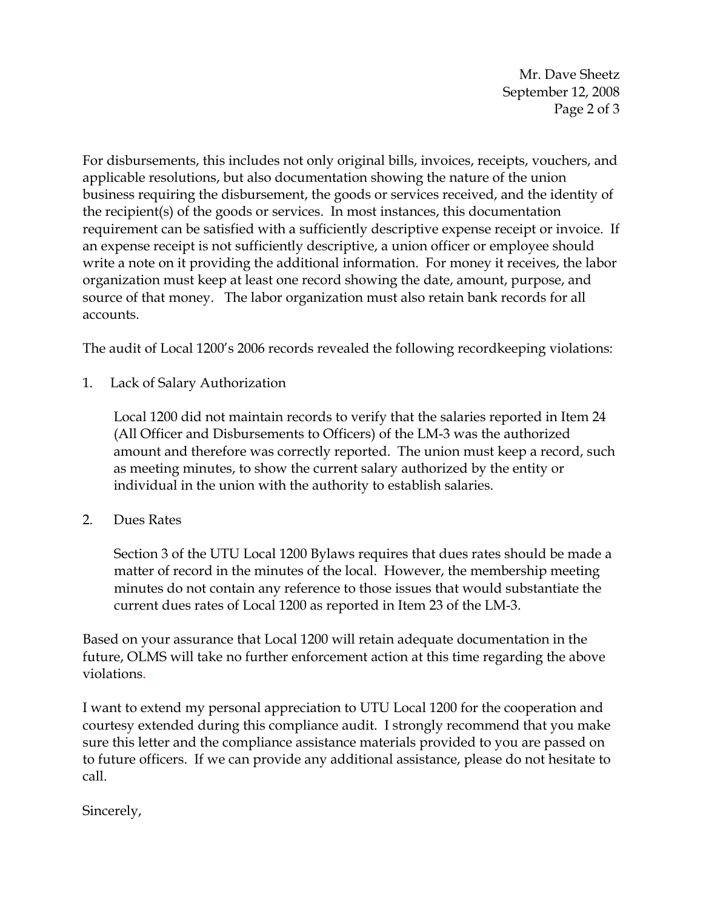For disbursements, this includes not only original bills, invoices, receipts, vouchers, and applicable resolutions, but also documentation showing the nature of the union business requiring the disbursement, the goods or services received, and the identity of the recipient(s) of the goods or services. In most instances, this documentation requirement can be satisfied with a sufficiently descriptive expense receipt or invoice. If an expense receipt is not sufficiently descriptive, a union officer or employee should write a note on it providing the additional information. For money it receives, the labor organization must keep at least one record showing the date, amount, purpose, and source of that money. The labor organization must also retain bank records for all accounts.

The audit of Local 1200's 2006 records revealed the following recordkeeping violations:

1. Lack of Salary Authorization

   Local 1200 did not maintain records to verify that the salaries reported in Item 24 (All Officer and Disbursements to Officers) of the LM-3 was the authorized amount and therefore was correctly reported. The union must keep a record, such as meeting minutes, to show the current salary authorized by the entity or individual in the union with the authority to establish salaries.

2. Dues Rates

   Section 3 of the UTU Local 1200 Bylaws requires that dues rates should be made a matter of record in the minutes of the local. However, the membership meeting minutes do not contain any reference to those issues that would substantiate the current dues rates of Local 1200 as reported in Item 23 of the LM-3.

Based on your assurance that Local 1200 will retain adequate documentation in the future, OLMS will take no further enforcement action at this time regarding the above violations.

I want to extend my personal appreciation to UTU Local 1200 for the cooperation and courtesy extended during this compliance audit. I strongly recommend that you make sure this letter and the compliance assistance materials provided to you are passed on to future officers. If we can provide any additional assistance, please do not hesitate to call.

Sincerely,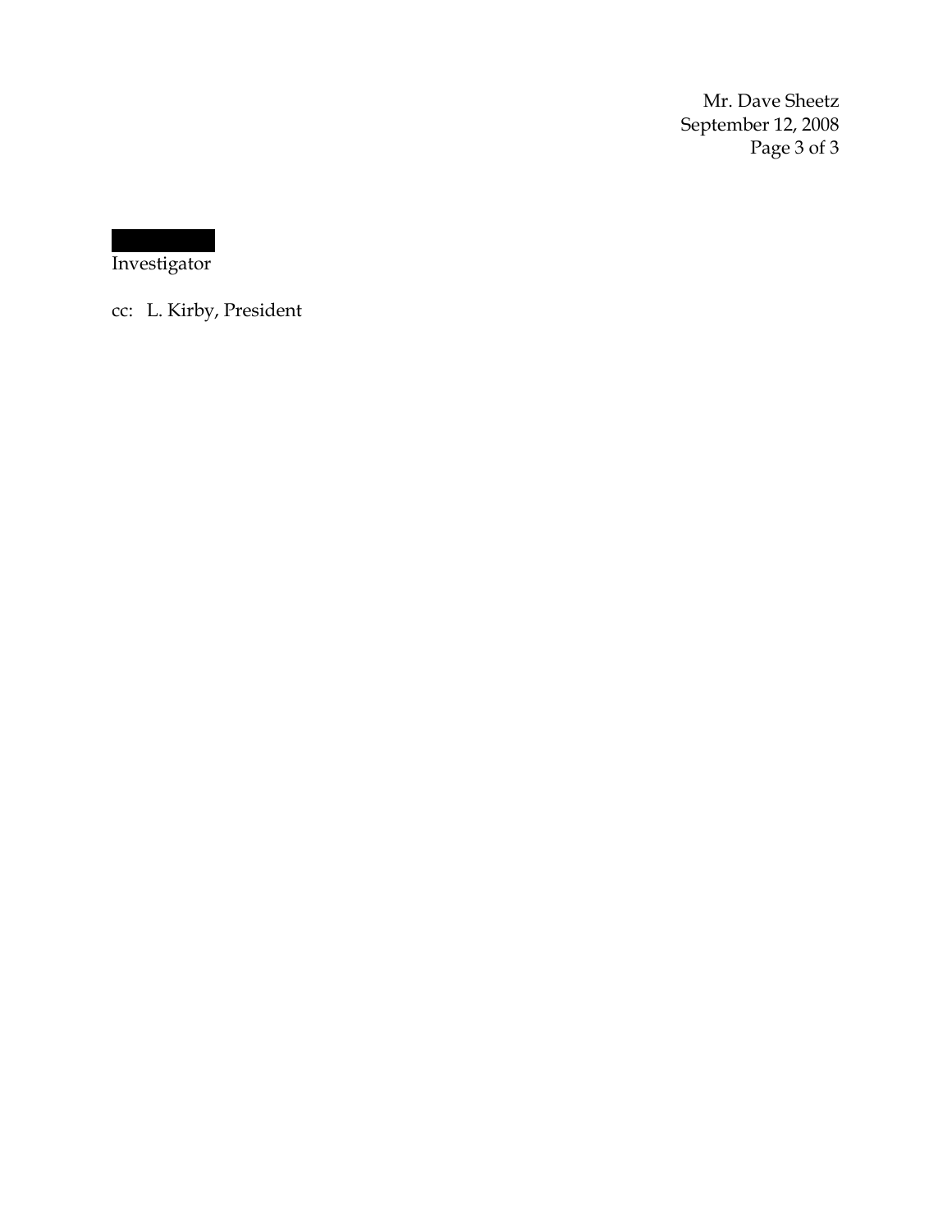Investigator

cc: L. Kirby, President